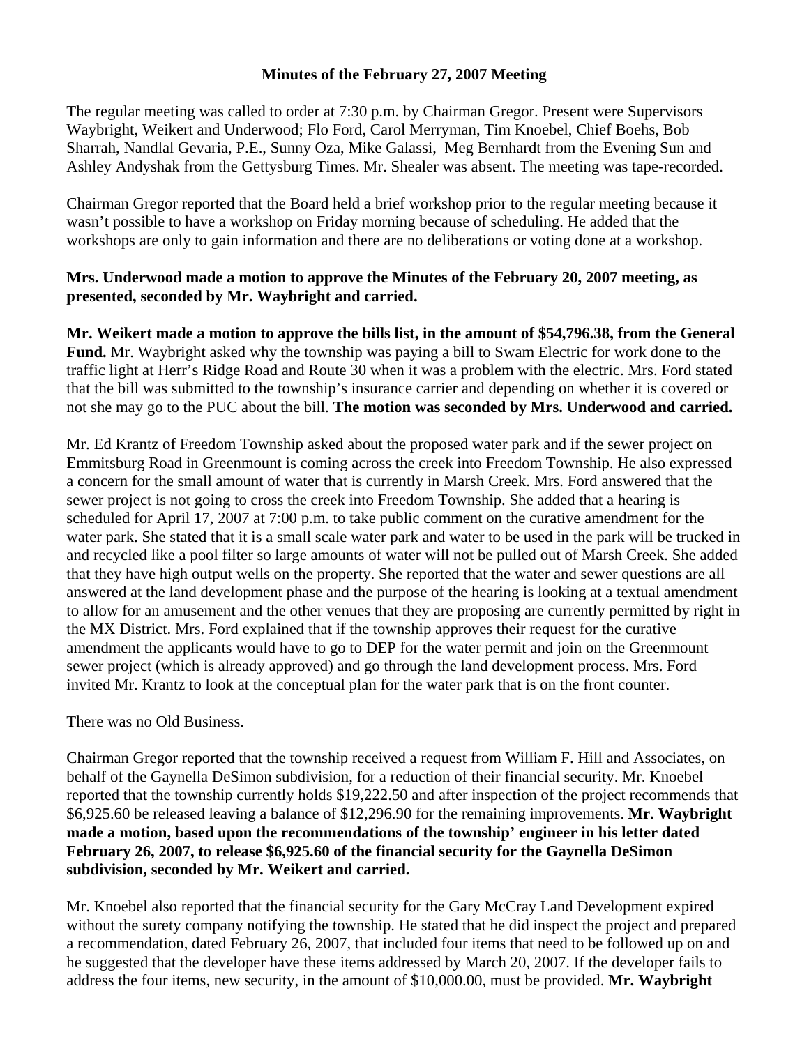**Minutes of the February 27, 2007 Meeting**

The regular meeting was called to order at 7:30 p.m. by Chairman Gregor. Present were Supervisors Waybright, Weikert and Underwood; Flo Ford, Carol Merryman, Tim Knoebel, Chief Boehs, Bob Sharrah, Nandlal Gevaria, P.E., Sunny Oza, Mike Galassi, Meg Bernhardt from the Evening Sun and Ashley Andyshak from the Gettysburg Times. Mr. Shealer was absent. The meeting was tape-recorded.

Chairman Gregor reported that the Board held a brief workshop prior to the regular meeting because it wasn't possible to have a workshop on Friday morning because of scheduling. He added that the workshops are only to gain information and there are no deliberations or voting done at a workshop.

**Mrs. Underwood made a motion to approve the Minutes of the February 20, 2007 meeting, as presented, seconded by Mr. Waybright and carried.**

**Mr. Weikert made a motion to approve the bills list, in the amount of $54,796.38, from the General Fund.** Mr. Waybright asked why the township was paying a bill to Swam Electric for work done to the traffic light at Herr's Ridge Road and Route 30 when it was a problem with the electric. Mrs. Ford stated that the bill was submitted to the township's insurance carrier and depending on whether it is covered or not she may go to the PUC about the bill. **The motion was seconded by Mrs. Underwood and carried.**

Mr. Ed Krantz of Freedom Township asked about the proposed water park and if the sewer project on Emmitsburg Road in Greenmount is coming across the creek into Freedom Township. He also expressed a concern for the small amount of water that is currently in Marsh Creek. Mrs. Ford answered that the sewer project is not going to cross the creek into Freedom Township. She added that a hearing is scheduled for April 17, 2007 at 7:00 p.m. to take public comment on the curative amendment for the water park. She stated that it is a small scale water park and water to be used in the park will be trucked in and recycled like a pool filter so large amounts of water will not be pulled out of Marsh Creek. She added that they have high output wells on the property. She reported that the water and sewer questions are all answered at the land development phase and the purpose of the hearing is looking at a textual amendment to allow for an amusement and the other venues that they are proposing are currently permitted by right in the MX District. Mrs. Ford explained that if the township approves their request for the curative amendment the applicants would have to go to DEP for the water permit and join on the Greenmount sewer project (which is already approved) and go through the land development process. Mrs. Ford invited Mr. Krantz to look at the conceptual plan for the water park that is on the front counter.

There was no Old Business.

Chairman Gregor reported that the township received a request from William F. Hill and Associates, on behalf of the Gaynella DeSimon subdivision, for a reduction of their financial security. Mr. Knoebel reported that the township currently holds $19,222.50 and after inspection of the project recommends that $6,925.60 be released leaving a balance of $12,296.90 for the remaining improvements. **Mr. Waybright made a motion, based upon the recommendations of the township' engineer in his letter dated February 26, 2007, to release $6,925.60 of the financial security for the Gaynella DeSimon subdivision, seconded by Mr. Weikert and carried.**

Mr. Knoebel also reported that the financial security for the Gary McCray Land Development expired without the surety company notifying the township. He stated that he did inspect the project and prepared a recommendation, dated February 26, 2007, that included four items that need to be followed up on and he suggested that the developer have these items addressed by March 20, 2007. If the developer fails to address the four items, new security, in the amount of $10,000.00, must be provided. **Mr. Waybright**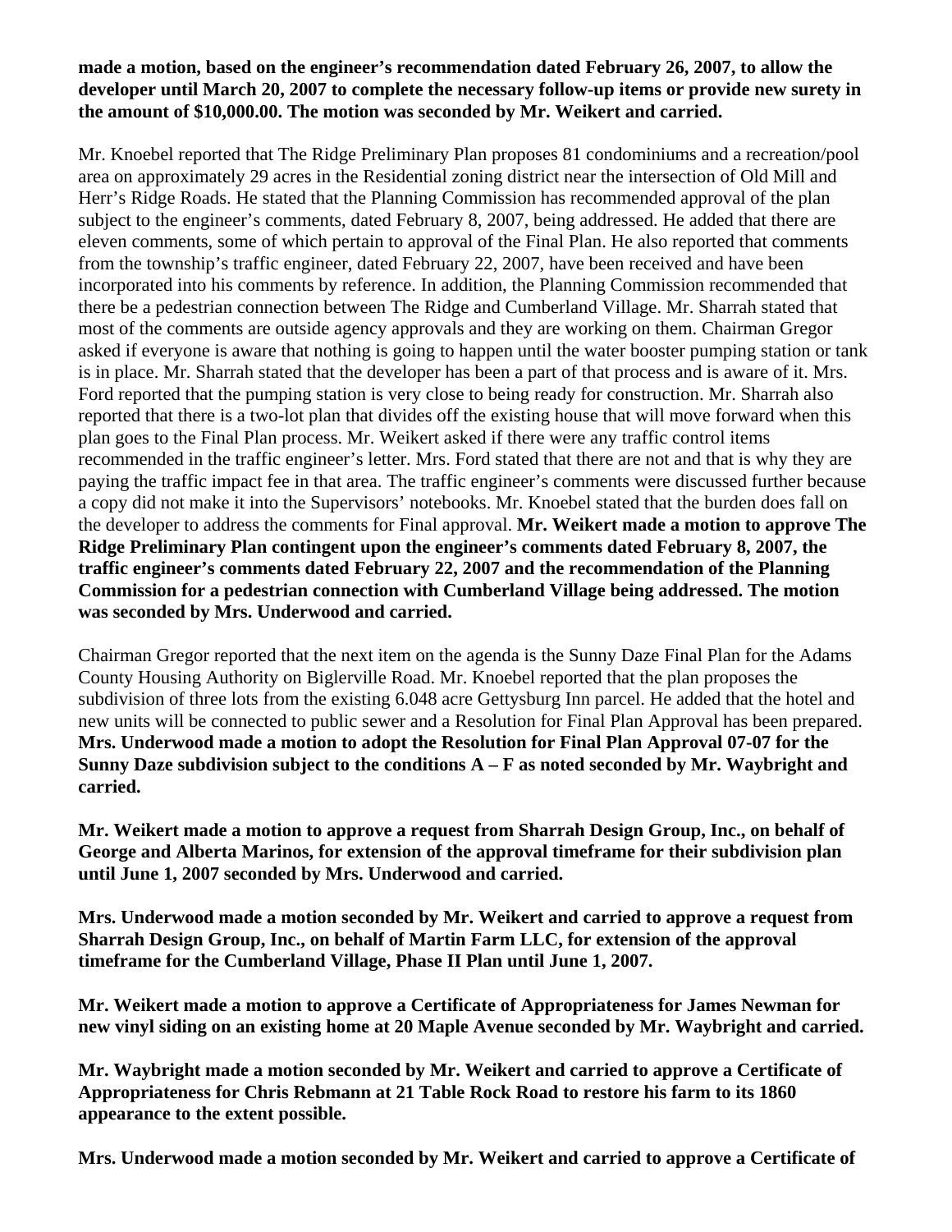**made a motion, based on the engineer's recommendation dated February 26, 2007, to allow the developer until March 20, 2007 to complete the necessary follow-up items or provide new surety in the amount of $10,000.00. The motion was seconded by Mr. Weikert and carried.**

Mr. Knoebel reported that The Ridge Preliminary Plan proposes 81 condominiums and a recreation/pool area on approximately 29 acres in the Residential zoning district near the intersection of Old Mill and Herr's Ridge Roads. He stated that the Planning Commission has recommended approval of the plan subject to the engineer's comments, dated February 8, 2007, being addressed. He added that there are eleven comments, some of which pertain to approval of the Final Plan. He also reported that comments from the township's traffic engineer, dated February 22, 2007, have been received and have been incorporated into his comments by reference. In addition, the Planning Commission recommended that there be a pedestrian connection between The Ridge and Cumberland Village. Mr. Sharrah stated that most of the comments are outside agency approvals and they are working on them. Chairman Gregor asked if everyone is aware that nothing is going to happen until the water booster pumping station or tank is in place. Mr. Sharrah stated that the developer has been a part of that process and is aware of it. Mrs. Ford reported that the pumping station is very close to being ready for construction. Mr. Sharrah also reported that there is a two-lot plan that divides off the existing house that will move forward when this plan goes to the Final Plan process. Mr. Weikert asked if there were any traffic control items recommended in the traffic engineer's letter. Mrs. Ford stated that there are not and that is why they are paying the traffic impact fee in that area. The traffic engineer's comments were discussed further because a copy did not make it into the Supervisors' notebooks. Mr. Knoebel stated that the burden does fall on the developer to address the comments for Final approval. **Mr. Weikert made a motion to approve The Ridge Preliminary Plan contingent upon the engineer's comments dated February 8, 2007, the traffic engineer's comments dated February 22, 2007 and the recommendation of the Planning Commission for a pedestrian connection with Cumberland Village being addressed. The motion was seconded by Mrs. Underwood and carried.**

Chairman Gregor reported that the next item on the agenda is the Sunny Daze Final Plan for the Adams County Housing Authority on Biglerville Road. Mr. Knoebel reported that the plan proposes the subdivision of three lots from the existing 6.048 acre Gettysburg Inn parcel. He added that the hotel and new units will be connected to public sewer and a Resolution for Final Plan Approval has been prepared. **Mrs. Underwood made a motion to adopt the Resolution for Final Plan Approval 07-07 for the Sunny Daze subdivision subject to the conditions A – F as noted seconded by Mr. Waybright and carried.**

**Mr. Weikert made a motion to approve a request from Sharrah Design Group, Inc., on behalf of George and Alberta Marinos, for extension of the approval timeframe for their subdivision plan until June 1, 2007 seconded by Mrs. Underwood and carried.**

**Mrs. Underwood made a motion seconded by Mr. Weikert and carried to approve a request from Sharrah Design Group, Inc., on behalf of Martin Farm LLC, for extension of the approval timeframe for the Cumberland Village, Phase II Plan until June 1, 2007.**

**Mr. Weikert made a motion to approve a Certificate of Appropriateness for James Newman for new vinyl siding on an existing home at 20 Maple Avenue seconded by Mr. Waybright and carried.**

**Mr. Waybright made a motion seconded by Mr. Weikert and carried to approve a Certificate of Appropriateness for Chris Rebmann at 21 Table Rock Road to restore his farm to its 1860 appearance to the extent possible.**

**Mrs. Underwood made a motion seconded by Mr. Weikert and carried to approve a Certificate of**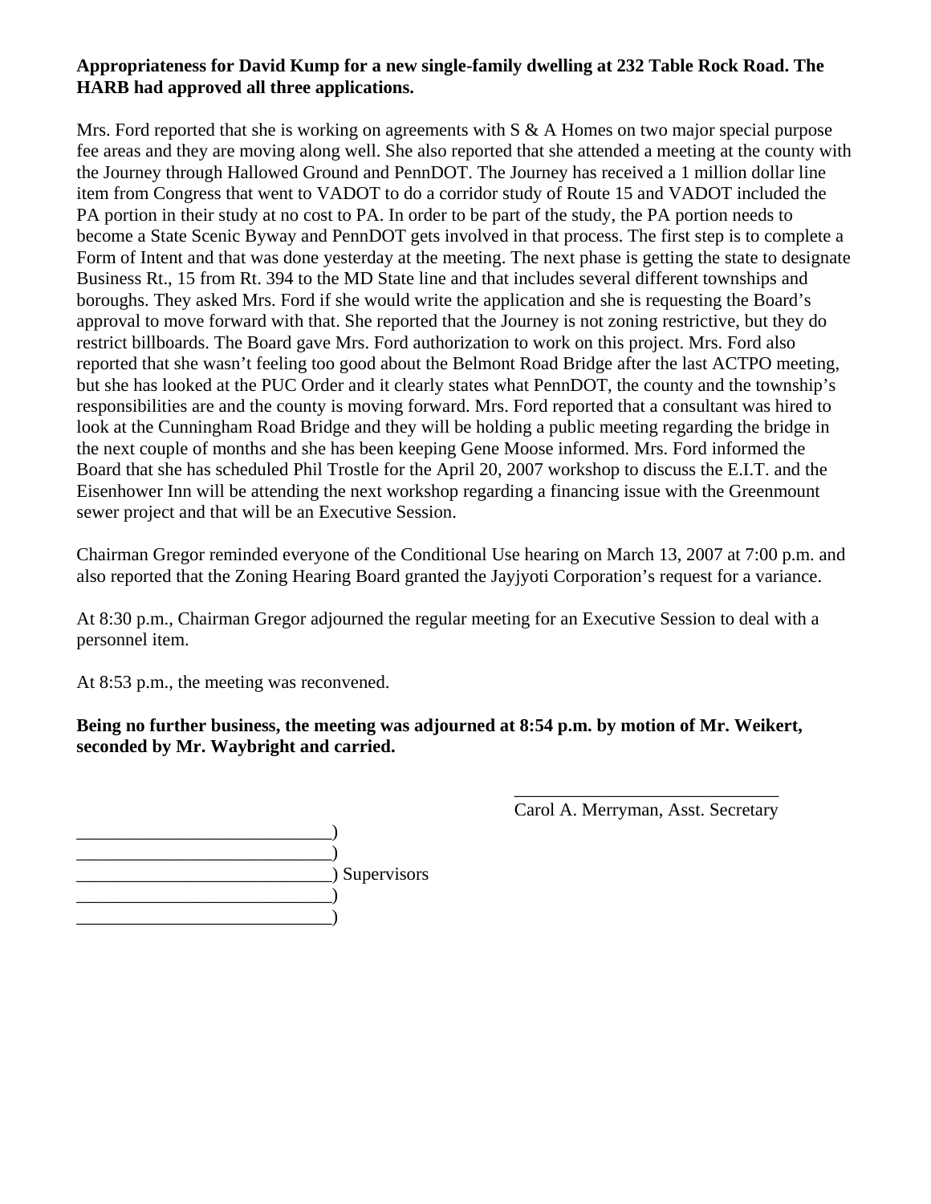**Appropriateness for David Kump for a new single-family dwelling at 232 Table Rock Road. The HARB had approved all three applications.**

Mrs. Ford reported that she is working on agreements with S & A Homes on two major special purpose fee areas and they are moving along well. She also reported that she attended a meeting at the county with the Journey through Hallowed Ground and PennDOT. The Journey has received a 1 million dollar line item from Congress that went to VADOT to do a corridor study of Route 15 and VADOT included the PA portion in their study at no cost to PA. In order to be part of the study, the PA portion needs to become a State Scenic Byway and PennDOT gets involved in that process. The first step is to complete a Form of Intent and that was done yesterday at the meeting. The next phase is getting the state to designate Business Rt., 15 from Rt. 394 to the MD State line and that includes several different townships and boroughs. They asked Mrs. Ford if she would write the application and she is requesting the Board's approval to move forward with that. She reported that the Journey is not zoning restrictive, but they do restrict billboards. The Board gave Mrs. Ford authorization to work on this project. Mrs. Ford also reported that she wasn't feeling too good about the Belmont Road Bridge after the last ACTPO meeting, but she has looked at the PUC Order and it clearly states what PennDOT, the county and the township's responsibilities are and the county is moving forward. Mrs. Ford reported that a consultant was hired to look at the Cunningham Road Bridge and they will be holding a public meeting regarding the bridge in the next couple of months and she has been keeping Gene Moose informed. Mrs. Ford informed the Board that she has scheduled Phil Trostle for the April 20, 2007 workshop to discuss the E.I.T. and the Eisenhower Inn will be attending the next workshop regarding a financing issue with the Greenmount sewer project and that will be an Executive Session.

Chairman Gregor reminded everyone of the Conditional Use hearing on March 13, 2007 at 7:00 p.m. and also reported that the Zoning Hearing Board granted the Jayjyoti Corporation's request for a variance.

At 8:30 p.m., Chairman Gregor adjourned the regular meeting for an Executive Session to deal with a personnel item.

At 8:53 p.m., the meeting was reconvened.

**Being no further business, the meeting was adjourned at 8:54 p.m. by motion of Mr. Weikert, seconded by Mr. Waybright and carried.**

_____________________________
Carol A. Merryman, Asst. Secretary

_____________________________)
_____________________________)
_____________________________) Supervisors
_____________________________)
_____________________________)